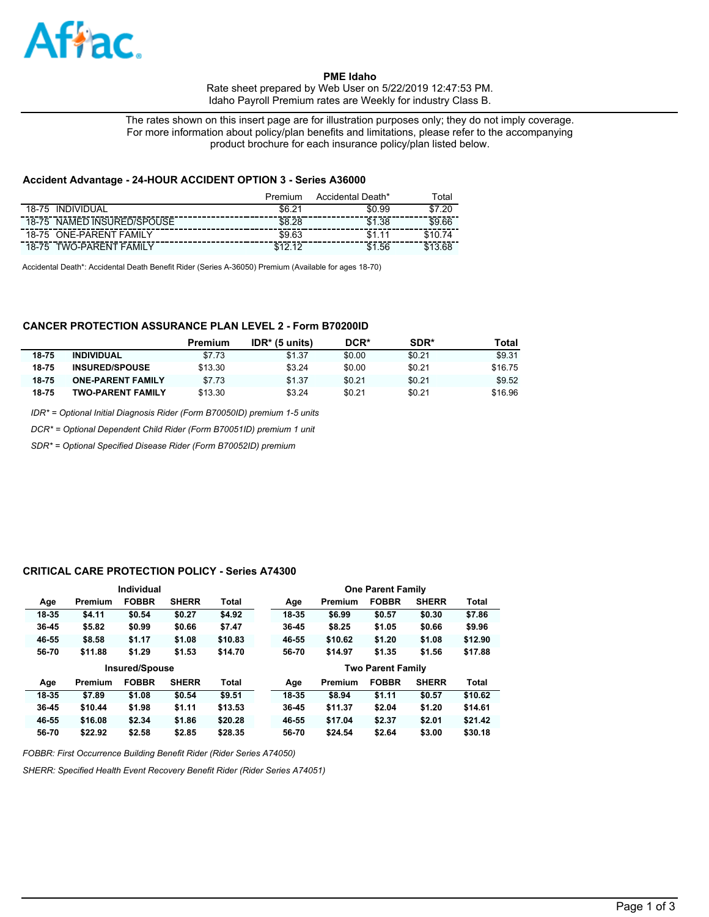Aflac

**PME Idaho**

Rate sheet prepared by Web User on 5/22/2019 12:47:53 PM.
Idaho Payroll Premium rates are Weekly for industry Class B.

The rates shown on this insert page are for illustration purposes only; they do not imply coverage.
For more information about policy/plan benefits and limitations, please refer to the accompanying product brochure for each insurance policy/plan listed below.

### Accident Advantage - 24-HOUR ACCIDENT OPTION 3 - Series A36000

| | Premium | Accidental Death* | Total |
|---|---|---|---|
| 18-75 INDIVIDUAL | $6.21 | $0.99 | $7.20 |
| 18-75 NAMED INSURED/SPOUSE | $8.28 | $1.38 | $9.66 |
| 18-75 ONE-PARENT FAMILY | $9.63 | $1.11 | $10.74 |
| 18-75 TWO-PARENT FAMILY | $12.12 | $1.56 | $13.68 |

Accidental Death*: Accidental Death Benefit Rider (Series A-36050) Premium (Available for ages 18-70)

### CANCER PROTECTION ASSURANCE PLAN LEVEL 2 - Form B70200ID

| | | Premium | IDR* (5 units) | DCR* | SDR* | Total |
|---|---|---|---|---|---|---|
| **18-75** | **INDIVIDUAL** | $7.73 | $1.37 | $0.00 | $0.21 | $9.31 |
| **18-75** | **INSURED/SPOUSE** | $13.30 | $3.24 | $0.00 | $0.21 | $16.75 |
| **18-75** | **ONE-PARENT FAMILY** | $7.73 | $1.37 | $0.21 | $0.21 | $9.52 |
| **18-75** | **TWO-PARENT FAMILY** | $13.30 | $3.24 | $0.21 | $0.21 | $16.96 |

*IDR* = Optional Initial Diagnosis Rider (Form B70050ID) premium 1-5 units*

*DCR* = Optional Dependent Child Rider (Form B70051ID) premium 1 unit*

*SDR* = Optional Specified Disease Rider (Form B70052ID) premium*

### CRITICAL CARE PROTECTION POLICY - Series A74300

**Individual**

| Age | Premium | FOBBR | SHERR | Total |
|---|---|---|---|---|
| 18-35 | $4.11 | $0.54 | $0.27 | $4.92 |
| 36-45 | $5.82 | $0.99 | $0.66 | $7.47 |
| 46-55 | $8.58 | $1.17 | $1.08 | $10.83 |
| 56-70 | $11.88 | $1.29 | $1.53 | $14.70 |

**One Parent Family**

| Age | Premium | FOBBR | SHERR | Total |
|---|---|---|---|---|
| 18-35 | $6.99 | $0.57 | $0.30 | $7.86 |
| 36-45 | $8.25 | $1.05 | $0.66 | $9.96 |
| 46-55 | $10.62 | $1.20 | $1.08 | $12.90 |
| 56-70 | $14.97 | $1.35 | $1.56 | $17.88 |

**Insured/Spouse**

| Age | Premium | FOBBR | SHERR | Total |
|---|---|---|---|---|
| 18-35 | $7.89 | $1.08 | $0.54 | $9.51 |
| 36-45 | $10.44 | $1.98 | $1.11 | $13.53 |
| 46-55 | $16.08 | $2.34 | $1.86 | $20.28 |
| 56-70 | $22.92 | $2.58 | $2.85 | $28.35 |

**Two Parent Family**

| Age | Premium | FOBBR | SHERR | Total |
|---|---|---|---|---|
| 18-35 | $8.94 | $1.11 | $0.57 | $10.62 |
| 36-45 | $11.37 | $2.04 | $1.20 | $14.61 |
| 46-55 | $17.04 | $2.37 | $2.01 | $21.42 |
| 56-70 | $24.54 | $2.64 | $3.00 | $30.18 |

*FOBBR: First Occurrence Building Benefit Rider (Rider Series A74050)*

*SHERR: Specified Health Event Recovery Benefit Rider (Rider Series A74051)*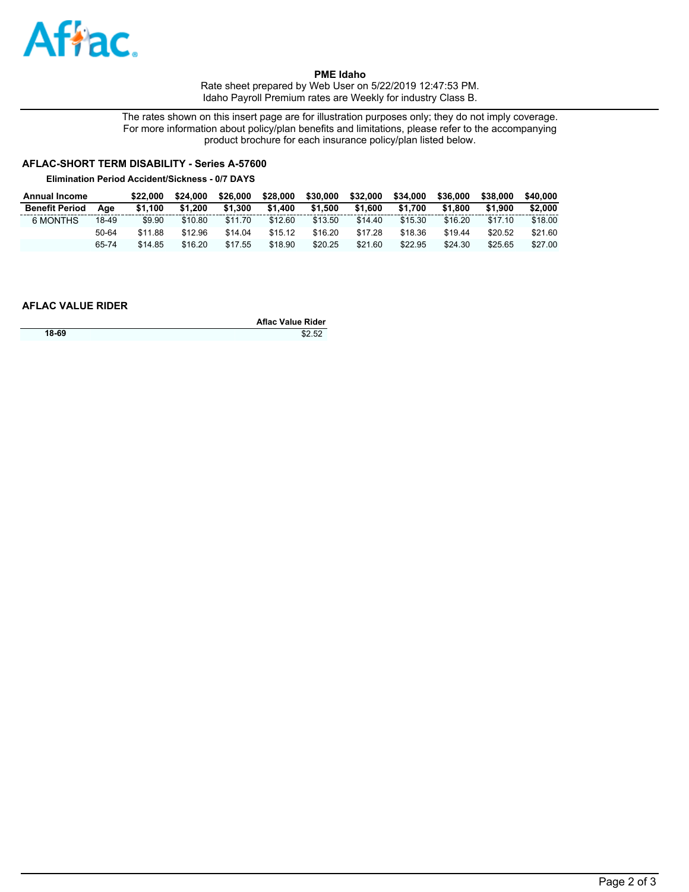**PME Idaho**

Rate sheet prepared by Web User on 5/22/2019 12:47:53 PM.
Idaho Payroll Premium rates are Weekly for industry Class B.

The rates shown on this insert page are for illustration purposes only; they do not imply coverage. For more information about policy/plan benefits and limitations, please refer to the accompanying product brochure for each insurance policy/plan listed below.

## AFLAC-SHORT TERM DISABILITY - Series A-57600

**Elimination Period Accident/Sickness - 0/7 DAYS**

| Annual Income | | $22,000 | $24,000 | $26,000 | $28,000 | $30,000 | $32,000 | $34,000 | $36,000 | $38,000 | $40,000 |
|---|---|---|---|---|---|---|---|---|---|---|---|
| **Benefit Period** | **Age** | **$1,100** | **$1,200** | **$1,300** | **$1,400** | **$1,500** | **$1,600** | **$1,700** | **$1,800** | **$1,900** | **$2,000** |
| 6 MONTHS | 18-49 | $9.90 | $10.80 | $11.70 | $12.60 | $13.50 | $14.40 | $15.30 | $16.20 | $17.10 | $18.00 |
| | 50-64 | $11.88 | $12.96 | $14.04 | $15.12 | $16.20 | $17.28 | $18.36 | $19.44 | $20.52 | $21.60 |
| | 65-74 | $14.85 | $16.20 | $17.55 | $18.90 | $20.25 | $21.60 | $22.95 | $24.30 | $25.65 | $27.00 |

## AFLAC VALUE RIDER

| | Aflac Value Rider |
|---|---|
| **18-69** | $2.52 |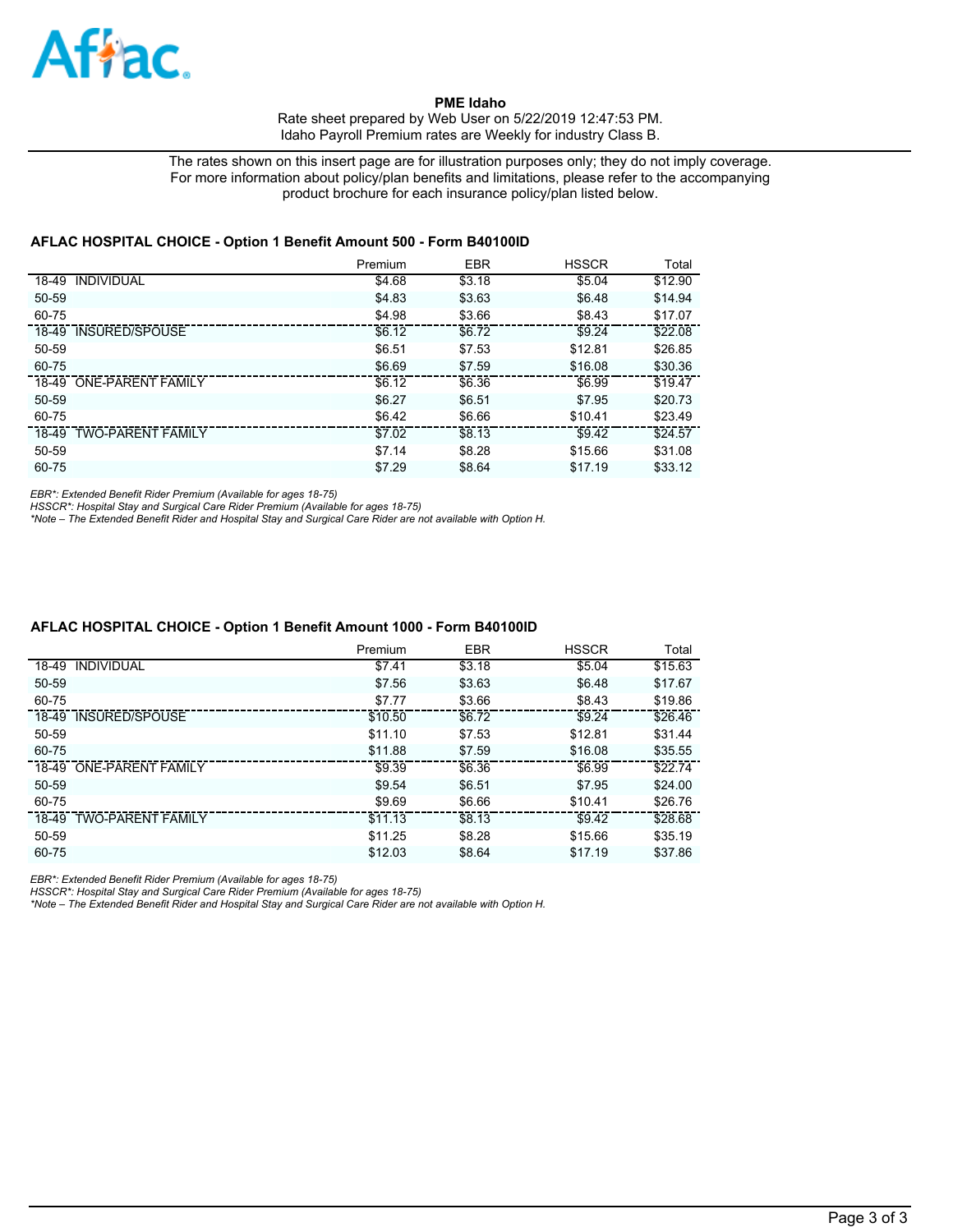**PME Idaho**
Rate sheet prepared by Web User on 5/22/2019 12:47:53 PM.
Idaho Payroll Premium rates are Weekly for industry Class B.

The rates shown on this insert page are for illustration purposes only; they do not imply coverage. For more information about policy/plan benefits and limitations, please refer to the accompanying product brochure for each insurance policy/plan listed below.

### AFLAC HOSPITAL CHOICE - Option 1 Benefit Amount 500 - Form B40100ID

| | Premium | EBR | HSSCR | Total |
|---|---|---|---|---|
| 18-49 INDIVIDUAL | $4.68 | $3.18 | $5.04 | $12.90 |
| 50-59 | $4.83 | $3.63 | $6.48 | $14.94 |
| 60-75 | $4.98 | $3.66 | $8.43 | $17.07 |
| 18-49 INSURED/SPOUSE | $6.12 | $6.72 | $9.24 | $22.08 |
| 50-59 | $6.51 | $7.53 | $12.81 | $26.85 |
| 60-75 | $6.69 | $7.59 | $16.08 | $30.36 |
| 18-49 ONE-PARENT FAMILY | $6.12 | $6.36 | $6.99 | $19.47 |
| 50-59 | $6.27 | $6.51 | $7.95 | $20.73 |
| 60-75 | $6.42 | $6.66 | $10.41 | $23.49 |
| 18-49 TWO-PARENT FAMILY | $7.02 | $8.13 | $9.42 | $24.57 |
| 50-59 | $7.14 | $8.28 | $15.66 | $31.08 |
| 60-75 | $7.29 | $8.64 | $17.19 | $33.12 |

*EBR\*: Extended Benefit Rider Premium (Available for ages 18-75)*
*HSSCR\*: Hospital Stay and Surgical Care Rider Premium (Available for ages 18-75)*
*\*Note – The Extended Benefit Rider and Hospital Stay and Surgical Care Rider are not available with Option H.*

### AFLAC HOSPITAL CHOICE - Option 1 Benefit Amount 1000 - Form B40100ID

| | Premium | EBR | HSSCR | Total |
|---|---|---|---|---|
| 18-49 INDIVIDUAL | $7.41 | $3.18 | $5.04 | $15.63 |
| 50-59 | $7.56 | $3.63 | $6.48 | $17.67 |
| 60-75 | $7.77 | $3.66 | $8.43 | $19.86 |
| 18-49 INSURED/SPOUSE | $10.50 | $6.72 | $9.24 | $26.46 |
| 50-59 | $11.10 | $7.53 | $12.81 | $31.44 |
| 60-75 | $11.88 | $7.59 | $16.08 | $35.55 |
| 18-49 ONE-PARENT FAMILY | $9.39 | $6.36 | $6.99 | $22.74 |
| 50-59 | $9.54 | $6.51 | $7.95 | $24.00 |
| 60-75 | $9.69 | $6.66 | $10.41 | $26.76 |
| 18-49 TWO-PARENT FAMILY | $11.13 | $8.13 | $9.42 | $28.68 |
| 50-59 | $11.25 | $8.28 | $15.66 | $35.19 |
| 60-75 | $12.03 | $8.64 | $17.19 | $37.86 |

*EBR\*: Extended Benefit Rider Premium (Available for ages 18-75)*
*HSSCR\*: Hospital Stay and Surgical Care Rider Premium (Available for ages 18-75)*
*\*Note – The Extended Benefit Rider and Hospital Stay and Surgical Care Rider are not available with Option H.*